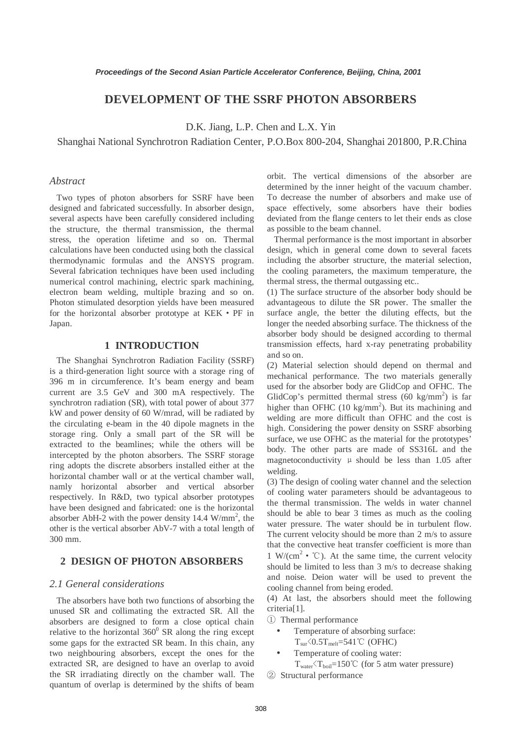# DEVELOPMENT OF THE SSRF PHOTON ABSORBERS

D.K. Jiang, L.P. Chen and L.X. Yin

Shanghai National Synchrotron Radiation Center, P.O.Box 800-204, Shanghai 201800, P.R.China

### *Abstract*

Two types of photon absorbers for SSRF have been designed and fabricated successfully. In absorber design, several aspects have been carefully considered including the structure, the thermal transmission, the thermal stress, the operation lifetime and so on. Thermal calculations have been conducted using both the classical thermodynamic formulas and the ANSYS program. Several fabrication techniques have been used including numerical control machining, electric spark machining, electron beam welding, multiple brazing and so on. Photon stimulated desorption yields have been measured for the horizontal absorber prototype at KEK・PF in Japan.

## 1 INTRODUCTION

The Shanghai Synchrotron Radiation Facility (SSRF) is a third-generation light source with a storage ring of 396 m in circumference. It's beam energy and beam current are 3.5 GeV and 300 mA respectively. The synchrotron radiation (SR), with total power of about 377 kW and power density of 60 W/mrad, will be radiated by the circulating e-beam in the 40 dipole magnets in the storage ring. Only a small part of the SR will be extracted to the beamlines; while the others will be intercepted by the photon absorbers. The SSRF storage ring adopts the discrete absorbers installed either at the horizontal chamber wall or at the vertical chamber wall, namly horizontal absorber and vertical absorber respectively. In R&D, two typical absorber prototypes have been designed and fabricated: one is the horizontal absorber AbH-2 with the power density 14.4 $W/mm^2$, the other is the vertical absorber AbV-7 with a total length of 300 mm.

## 2 DESIGN OF PHOTON ABSORBERS

### *2.1 General considerations*

The absorbers have both two functions of absorbing the unused SR and collimating the extracted SR. All the absorbers are designed to form a close optical chain relative to the horizontal $360^0$ SR along the ring except some gaps for the extracted SR beam. In this chain, any two neighbouring absorbers, except the ones for the extracted SR, are designed to have an overlap to avoid the SR irradiating directly on the chamber wall. The quantum of overlap is determined by the shifts of beam orbit. The vertical dimensions of the absorber are determined by the inner height of the vacuum chamber. To decrease the number of absorbers and make use of space effectively, some absorbers have their bodies deviated from the flange centers to let their ends as close as possible to the beam channel.

Thermal performance is the most important in absorber design, which in general come down to several facets including the absorber structure, the material selection, the cooling parameters, the maximum temperature, the thermal stress, the thermal outgassing etc..

(1) The surface structure of the absorber body should be advantageous to dilute the SR power. The smaller the surface angle, the better the diluting effects, but the longer the needed absorbing surface. The thickness of the absorber body should be designed according to thermal transmission effects, hard x-ray penetrating probability and so on.

(2) Material selection should depend on thermal and mechanical performance. The two materials generally used for the absorber body are GlidCop and OFHC. The GlidCop's permitted thermal stress (60 $kg/mm^2$) is far higher than OFHC (10 $kg/mm^2$). But its machining and welding are more difficult than OFHC and the cost is high. Considering the power density on SSRF absorbing surface, we use OFHC as the material for the prototypes' body. The other parts are made of SS316L and the magnetoconductivity μ should be less than 1.05 after welding.

(3) The design of cooling water channel and the selection of cooling water parameters should be advantageous to the thermal transmission. The welds in water channel should be able to bear 3 times as much as the cooling water pressure. The water should be in turbulent flow. The current velocity should be more than 2 m/s to assure that the convective heat transfer coefficient is more than 1 $W/(cm^2 \cdot ℃)$. At the same time, the current velocity should be limited to less than 3 m/s to decrease shaking and noise. Deion water will be used to prevent the cooling channel from being eroded.

(4) At last, the absorbers should meet the following criteria[1].

① Thermal performance

- Temperature of absorbing surface: $T_{sur} < 0.5T_{melt} = 541℃$ (OFHC)
- Temperature of cooling water: $T_{water} < T_{boil} = 150℃$ (for 5 atm water pressure)

② Structural performance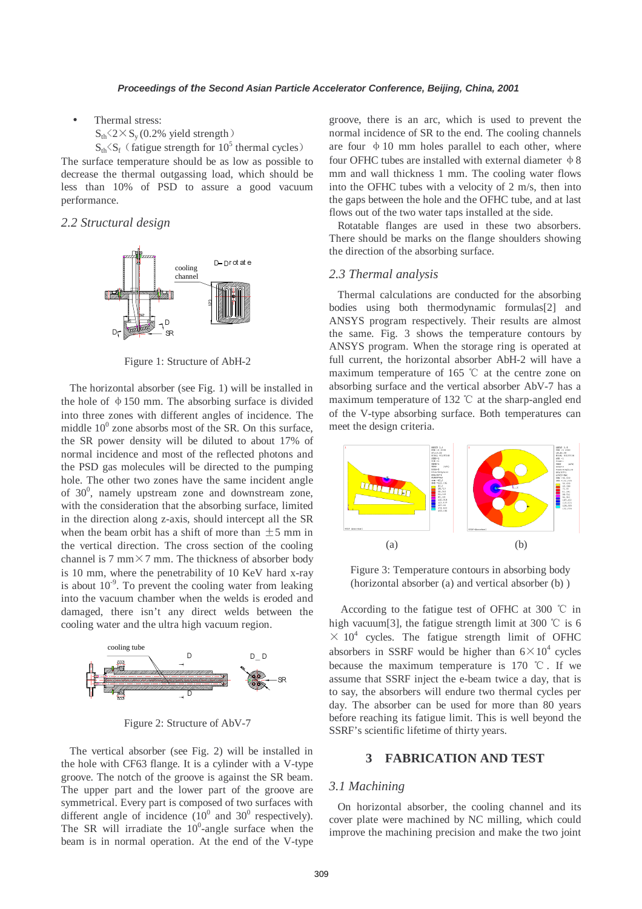- Thermal stress:
  $S_{th} < 2 \times S_y$ (0.2% yield strength)
  $S_{th} < S_f$ (fatigue strength for $10^5$ thermal cycles)

The surface temperature should be as low as possible to decrease the thermal outgassing load, which should be less than 10% of PSD to assure a good vacuum performance.

## 2.2 Structural design

Figure 1: Structure of AbH-2

The horizontal absorber (see Fig. 1) will be installed in the hole of ϕ150 mm. The absorbing surface is divided into three zones with different angles of incidence. The middle $10^0$ zone absorbs most of the SR. On this surface, the SR power density will be diluted to about 17% of normal incidence and most of the reflected photons and the PSD gas molecules will be directed to the pumping hole. The other two zones have the same incident angle of $30^0$, namely upstream zone and downstream zone, with the consideration that the absorbing surface, limited in the direction along z-axis, should intercept all the SR when the beam orbit has a shift of more than ±5 mm in the vertical direction. The cross section of the cooling channel is 7 mm×7 mm. The thickness of absorber body is 10 mm, where the penetrability of 10 KeV hard x-ray is about $10^{-9}$. To prevent the cooling water from leaking into the vacuum chamber when the welds is eroded and damaged, there isn't any direct welds between the cooling water and the ultra high vacuum region.

Figure 2: Structure of AbV-7

The vertical absorber (see Fig. 2) will be installed in the hole with CF63 flange. It is a cylinder with a V-type groove. The notch of the groove is against the SR beam. The upper part and the lower part of the groove are symmetrical. Every part is composed of two surfaces with different angle of incidence ($10^0$ and $30^0$ respectively). The SR will irradiate the $10^0$-angle surface when the beam is in normal operation. At the end of the V-type groove, there is an arc, which is used to prevent the normal incidence of SR to the end. The cooling channels are four ϕ10 mm holes parallel to each other, where four OFHC tubes are installed with external diameter ϕ8 mm and wall thickness 1 mm. The cooling water flows into the OFHC tubes with a velocity of 2 m/s, then into the gaps between the hole and the OFHC tube, and at last flows out of the two water taps installed at the side.

Rotatable flanges are used in these two absorbers. There should be marks on the flange shoulders showing the direction of the absorbing surface.

## 2.3 Thermal analysis

Thermal calculations are conducted for the absorbing bodies using both thermodynamic formulas[2] and ANSYS program respectively. Their results are almost the same. Fig. 3 shows the temperature contours by ANSYS program. When the storage ring is operated at full current, the horizontal absorber AbH-2 will have a maximum temperature of 165 ℃ at the centre zone on absorbing surface and the vertical absorber AbV-7 has a maximum temperature of 132 ℃ at the sharp-angled end of the V-type absorbing surface. Both temperatures can meet the design criteria.

(a) (b)

Figure 3: Temperature contours in absorbing body (horizontal absorber (a) and vertical absorber (b) )

According to the fatigue test of OFHC at 300 ℃ in high vacuum[3], the fatigue strength limit at 300 ℃ is $6 \times 10^4$ cycles. The fatigue strength limit of OFHC absorbers in SSRF would be higher than $6 \times 10^4$ cycles because the maximum temperature is 170 ℃. If we assume that SSRF inject the e-beam twice a day, that is to say, the absorbers will endure two thermal cycles per day. The absorber can be used for more than 80 years before reaching its fatigue limit. This is well beyond the SSRF's scientific lifetime of thirty years.

# 3 FABRICATION AND TEST

## 3.1 Machining

On horizontal absorber, the cooling channel and its cover plate were machined by NC milling, which could improve the machining precision and make the two joint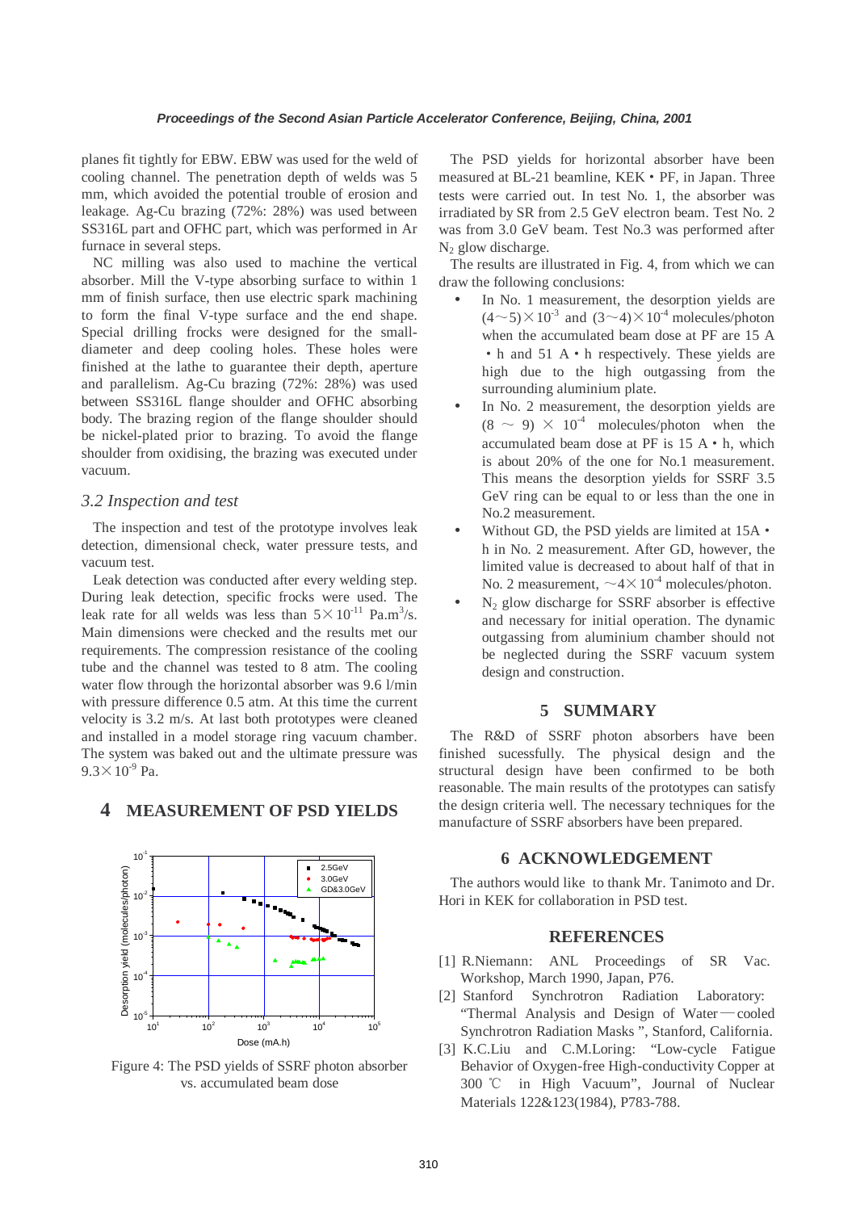planes fit tightly for EBW. EBW was used for the weld of cooling channel. The penetration depth of welds was 5 mm, which avoided the potential trouble of erosion and leakage. Ag-Cu brazing (72%: 28%) was used between SS316L part and OFHC part, which was performed in Ar furnace in several steps.

NC milling was also used to machine the vertical absorber. Mill the V-type absorbing surface to within 1 mm of finish surface, then use electric spark machining to form the final V-type surface and the end shape. Special drilling frocks were designed for the small-diameter and deep cooling holes. These holes were finished at the lathe to guarantee their depth, aperture and parallelism. Ag-Cu brazing (72%: 28%) was used between SS316L flange shoulder and OFHC absorbing body. The brazing region of the flange shoulder should be nickel-plated prior to brazing. To avoid the flange shoulder from oxidising, the brazing was executed under vacuum.

### *3.2 Inspection and test*

The inspection and test of the prototype involves leak detection, dimensional check, water pressure tests, and vacuum test.

Leak detection was conducted after every welding step. During leak detection, specific frocks were used. The leak rate for all welds was less than $5\times10^{-11}$ Pa.m$^3$/s. Main dimensions were checked and the results met our requirements. The compression resistance of the cooling tube and the channel was tested to 8 atm. The cooling water flow through the horizontal absorber was 9.6 l/min with pressure difference 0.5 atm. At this time the current velocity is 3.2 m/s. At last both prototypes were cleaned and installed in a model storage ring vacuum chamber. The system was baked out and the ultimate pressure was $9.3\times10^{-9}$ Pa.

## 4 MEASUREMENT OF PSD YIELDS

Desorption yield (molecules/photon)

Dose (mA.h)

2.5GeV

3.0GeV

GD&3.0GeV

Figure 4: The PSD yields of SSRF photon absorber vs. accumulated beam dose

The PSD yields for horizontal absorber have been measured at BL-21 beamline, KEK • PF, in Japan. Three tests were carried out. In test No. 1, the absorber was irradiated by SR from 2.5 GeV electron beam. Test No. 2 was from 3.0 GeV beam. Test No.3 was performed after $N_2$ glow discharge.

The results are illustrated in Fig. 4, from which we can draw the following conclusions:

- In No. 1 measurement, the desorption yields are $(4\sim5)\times10^{-3}$ and $(3\sim4)\times10^{-4}$ molecules/photon when the accumulated beam dose at PF are 15 A • h and 51 A • h respectively. These yields are high due to the high outgassing from the surrounding aluminium plate.
- In No. 2 measurement, the desorption yields are $(8\sim9)\times10^{-4}$ molecules/photon when the accumulated beam dose at PF is 15 A • h, which is about 20% of the one for No.1 measurement. This means the desorption yields for SSRF 3.5 GeV ring can be equal to or less than the one in No.2 measurement.
- Without GD, the PSD yields are limited at 15A • h in No. 2 measurement. After GD, however, the limited value is decreased to about half of that in No. 2 measurement, $\sim4\times10^{-4}$ molecules/photon.
- $N_2$ glow discharge for SSRF absorber is effective and necessary for initial operation. The dynamic outgassing from aluminium chamber should not be neglected during the SSRF vacuum system design and construction.

## 5 SUMMARY

The R&D of SSRF photon absorbers have been finished sucessfully. The physical design and the structural design have been confirmed to be both reasonable. The main results of the prototypes can satisfy the design criteria well. The necessary techniques for the manufacture of SSRF absorbers have been prepared.

## 6 ACKNOWLEDGEMENT

The authors would like to thank Mr. Tanimoto and Dr. Hori in KEK for collaboration in PSD test.

## REFERENCES

[1] R.Niemann: ANL Proceedings of SR Vac. Workshop, March 1990, Japan, P76.

[2] Stanford Synchrotron Radiation Laboratory: "Thermal Analysis and Design of Water—cooled Synchrotron Radiation Masks ", Stanford, California.

[3] K.C.Liu and C.M.Loring: "Low-cycle Fatigue Behavior of Oxygen-free High-conductivity Copper at 300 ℃ in High Vacuum", Journal of Nuclear Materials 122&123(1984), P783-788.